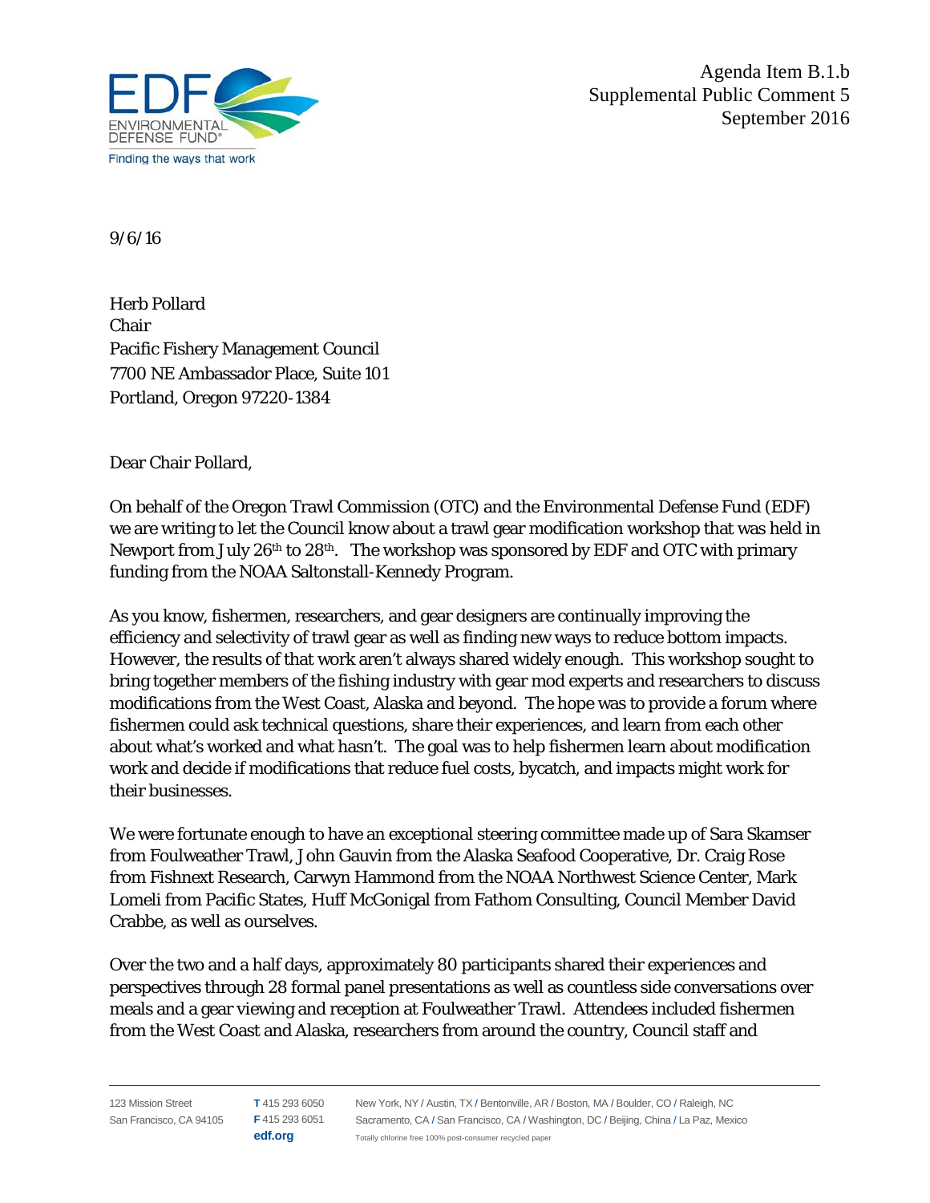Agenda Item B.1.b
Supplemental Public Comment 5
September 2016

9/6/16

Herb Pollard
Chair
Pacific Fishery Management Council
7700 NE Ambassador Place, Suite 101
Portland, Oregon 97220-1384

Dear Chair Pollard,

On behalf of the Oregon Trawl Commission (OTC) and the Environmental Defense Fund (EDF) we are writing to let the Council know about a trawl gear modification workshop that was held in Newport from July 26th to 28th. The workshop was sponsored by EDF and OTC with primary funding from the NOAA Saltonstall-Kennedy Program.

As you know, fishermen, researchers, and gear designers are continually improving the efficiency and selectivity of trawl gear as well as finding new ways to reduce bottom impacts. However, the results of that work aren't always shared widely enough. This workshop sought to bring together members of the fishing industry with gear mod experts and researchers to discuss modifications from the West Coast, Alaska and beyond. The hope was to provide a forum where fishermen could ask technical questions, share their experiences, and learn from each other about what's worked and what hasn't. The goal was to help fishermen learn about modification work and decide if modifications that reduce fuel costs, bycatch, and impacts might work for their businesses.

We were fortunate enough to have an exceptional steering committee made up of Sara Skamser from Foulweather Trawl, John Gauvin from the Alaska Seafood Cooperative, Dr. Craig Rose from Fishnext Research, Carwyn Hammond from the NOAA Northwest Science Center, Mark Lomeli from Pacific States, Huff McGonigal from Fathom Consulting, Council Member David Crabbe, as well as ourselves.

Over the two and a half days, approximately 80 participants shared their experiences and perspectives through 28 formal panel presentations as well as countless side conversations over meals and a gear viewing and reception at Foulweather Trawl. Attendees included fishermen from the West Coast and Alaska, researchers from around the country, Council staff and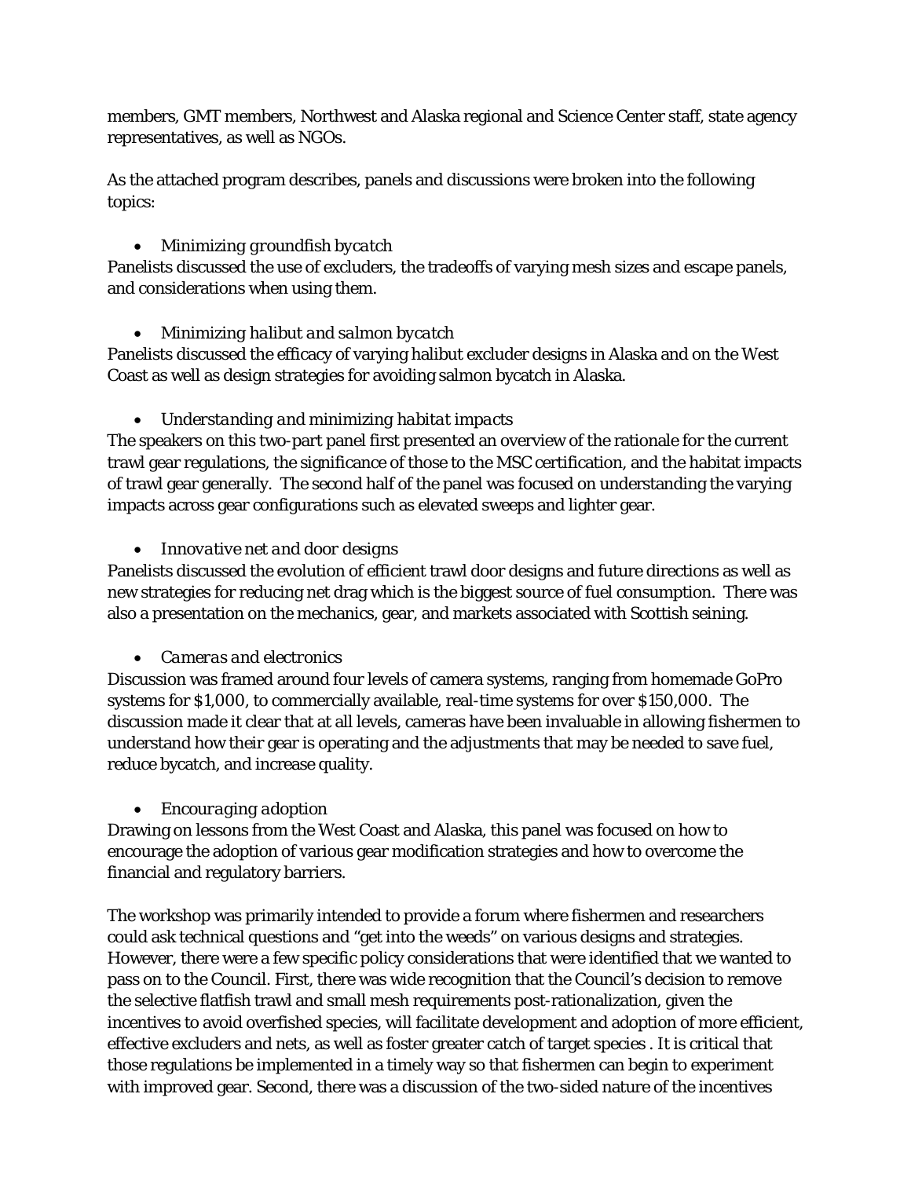members, GMT members, Northwest and Alaska regional and Science Center staff, state agency representatives, as well as NGOs.

As the attached program describes, panels and discussions were broken into the following topics:

- *Minimizing groundfish bycatch*

Panelists discussed the use of excluders, the tradeoffs of varying mesh sizes and escape panels, and considerations when using them.

- *Minimizing halibut and salmon bycatch*

Panelists discussed the efficacy of varying halibut excluder designs in Alaska and on the West Coast as well as design strategies for avoiding salmon bycatch in Alaska.

- *Understanding and minimizing habitat impacts*

The speakers on this two-part panel first presented an overview of the rationale for the current trawl gear regulations, the significance of those to the MSC certification, and the habitat impacts of trawl gear generally. The second half of the panel was focused on understanding the varying impacts across gear configurations such as elevated sweeps and lighter gear.

- *Innovative net and door designs*

Panelists discussed the evolution of efficient trawl door designs and future directions as well as new strategies for reducing net drag which is the biggest source of fuel consumption. There was also a presentation on the mechanics, gear, and markets associated with Scottish seining.

- *Cameras and electronics*

Discussion was framed around four levels of camera systems, ranging from homemade GoPro systems for $1,000, to commercially available, real-time systems for over $150,000. The discussion made it clear that at all levels, cameras have been invaluable in allowing fishermen to understand how their gear is operating and the adjustments that may be needed to save fuel, reduce bycatch, and increase quality.

- *Encouraging adoption*

Drawing on lessons from the West Coast and Alaska, this panel was focused on how to encourage the adoption of various gear modification strategies and how to overcome the financial and regulatory barriers.

The workshop was primarily intended to provide a forum where fishermen and researchers could ask technical questions and "get into the weeds" on various designs and strategies. However, there were a few specific policy considerations that were identified that we wanted to pass on to the Council. First, there was wide recognition that the Council's decision to remove the selective flatfish trawl and small mesh requirements post-rationalization, given the incentives to avoid overfished species, will facilitate development and adoption of more efficient, effective excluders and nets, as well as foster greater catch of target species . It is critical that those regulations be implemented in a timely way so that fishermen can begin to experiment with improved gear. Second, there was a discussion of the two-sided nature of the incentives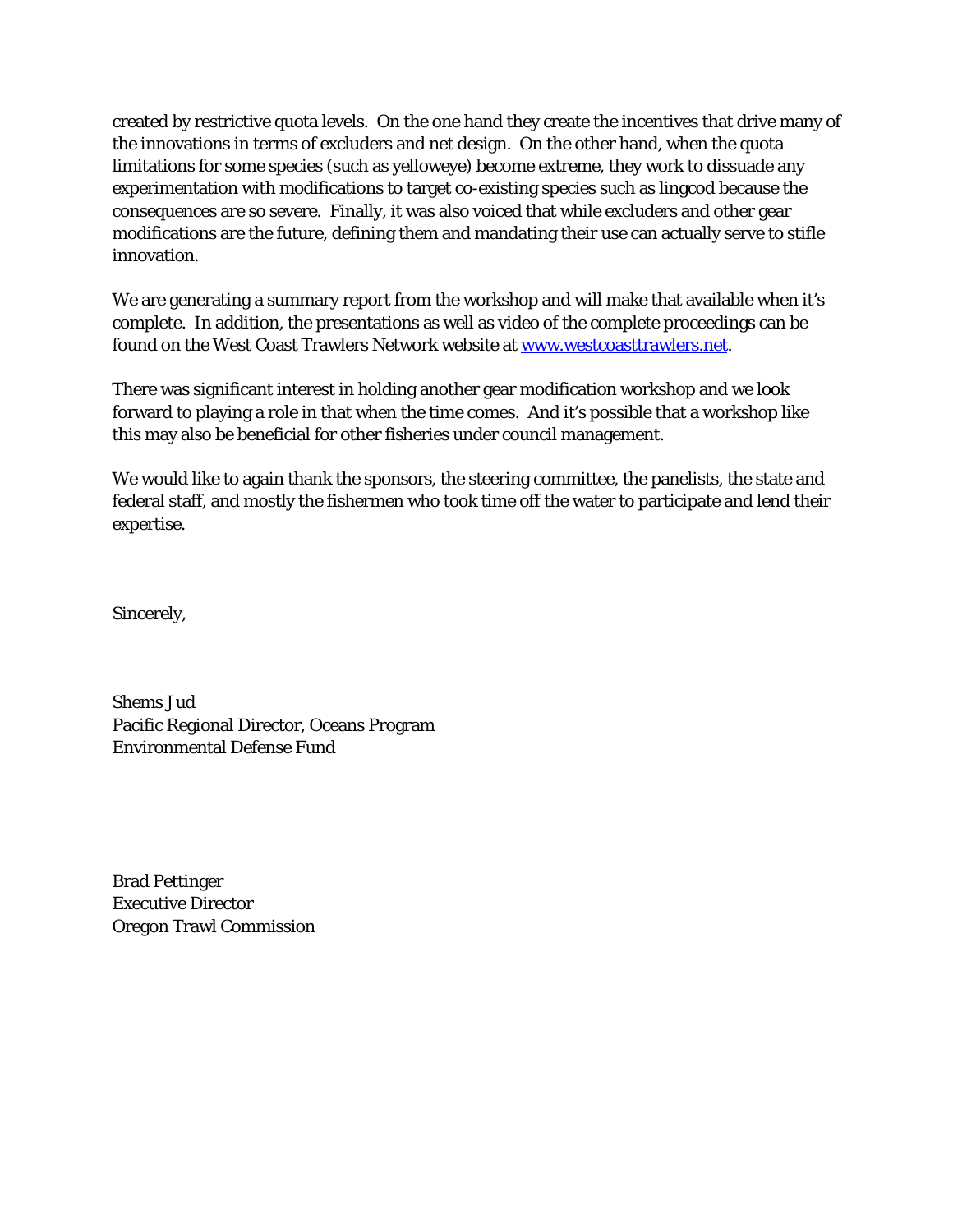created by restrictive quota levels. On the one hand they create the incentives that drive many of the innovations in terms of excluders and net design. On the other hand, when the quota limitations for some species (such as yelloweye) become extreme, they work to dissuade any experimentation with modifications to target co-existing species such as lingcod because the consequences are so severe. Finally, it was also voiced that while excluders and other gear modifications are the future, defining them and mandating their use can actually serve to stifle innovation.

We are generating a summary report from the workshop and will make that available when it's complete. In addition, the presentations as well as video of the complete proceedings can be found on the West Coast Trawlers Network website at [www.westcoasttrawlers.net](http://www.westcoasttrawlers.net).

There was significant interest in holding another gear modification workshop and we look forward to playing a role in that when the time comes. And it's possible that a workshop like this may also be beneficial for other fisheries under council management.

We would like to again thank the sponsors, the steering committee, the panelists, the state and federal staff, and mostly the fishermen who took time off the water to participate and lend their expertise.

Sincerely,

Shems Jud
Pacific Regional Director, Oceans Program
Environmental Defense Fund

Brad Pettinger
Executive Director
Oregon Trawl Commission